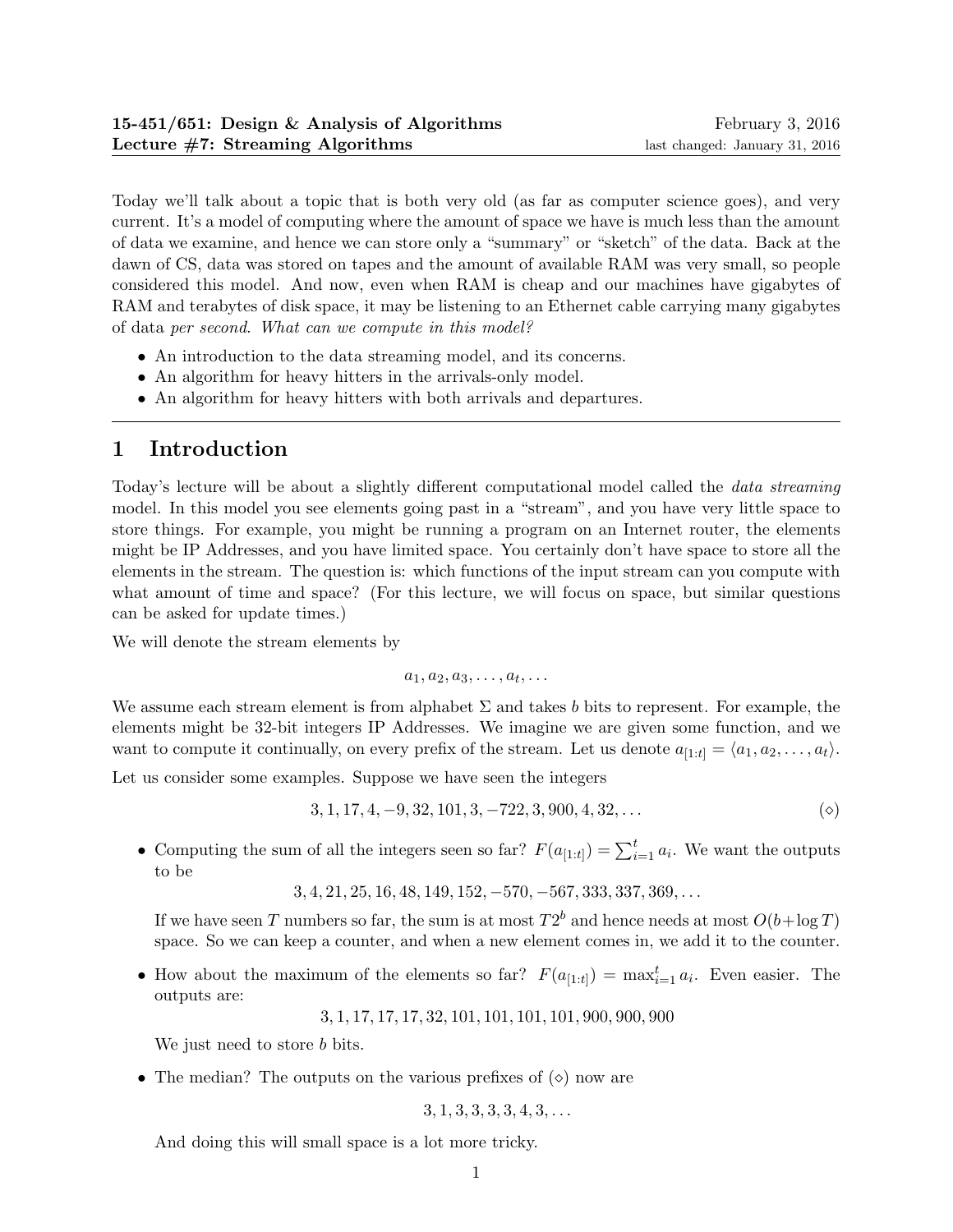**15-451/651: Design & Analysis of Algorithms** February 3, 2016
**Lecture #7: Streaming Algorithms** last changed: January 31, 2016

Today we'll talk about a topic that is both very old (as far as computer science goes), and very current. It's a model of computing where the amount of space we have is much less than the amount of data we examine, and hence we can store only a "summary" or "sketch" of the data. Back at the dawn of CS, data was stored on tapes and the amount of available RAM was very small, so people considered this model. And now, even when RAM is cheap and our machines have gigabytes of RAM and terabytes of disk space, it may be listening to an Ethernet cable carrying many gigabytes of data *per second*. *What can we compute in this model?*

- An introduction to the data streaming model, and its concerns.
- An algorithm for heavy hitters in the arrivals-only model.
- An algorithm for heavy hitters with both arrivals and departures.

## 1 Introduction

Today's lecture will be about a slightly different computational model called the *data streaming* model. In this model you see elements going past in a "stream", and you have very little space to store things. For example, you might be running a program on an Internet router, the elements might be IP Addresses, and you have limited space. You certainly don't have space to store all the elements in the stream. The question is: which functions of the input stream can you compute with what amount of time and space? (For this lecture, we will focus on space, but similar questions can be asked for update times.)

We will denote the stream elements by

$$a_1, a_2, a_3, \ldots, a_t, \ldots$$

We assume each stream element is from alphabet $\Sigma$ and takes $b$ bits to represent. For example, the elements might be 32-bit integers IP Addresses. We imagine we are given some function, and we want to compute it continually, on every prefix of the stream. Let us denote $a_{[1:t]} = \langle a_1, a_2, \ldots, a_t \rangle$.

Let us consider some examples. Suppose we have seen the integers

$$3, 1, 17, 4, -9, 32, 101, 3, -722, 3, 900, 4, 32, \ldots \qquad (\diamond)$$

- Computing the sum of all the integers seen so far? $F(a_{[1:t]}) = \sum_{i=1}^{t} a_i$. We want the outputs to be

  $$3, 4, 21, 25, 16, 48, 149, 152, -570, -567, 333, 337, 369, \ldots$$

  If we have seen $T$ numbers so far, the sum is at most $T2^b$ and hence needs at most $O(b+\log T)$ space. So we can keep a counter, and when a new element comes in, we add it to the counter.

- How about the maximum of the elements so far? $F(a_{[1:t]}) = \max_{i=1}^{t} a_i$. Even easier. The outputs are:

  $$3, 1, 17, 17, 17, 32, 101, 101, 101, 101, 900, 900, 900$$

  We just need to store $b$ bits.

- The median? The outputs on the various prefixes of $(\diamond)$ now are

  $$3, 1, 3, 3, 3, 3, 4, 3, \ldots$$

  And doing this will small space is a lot more tricky.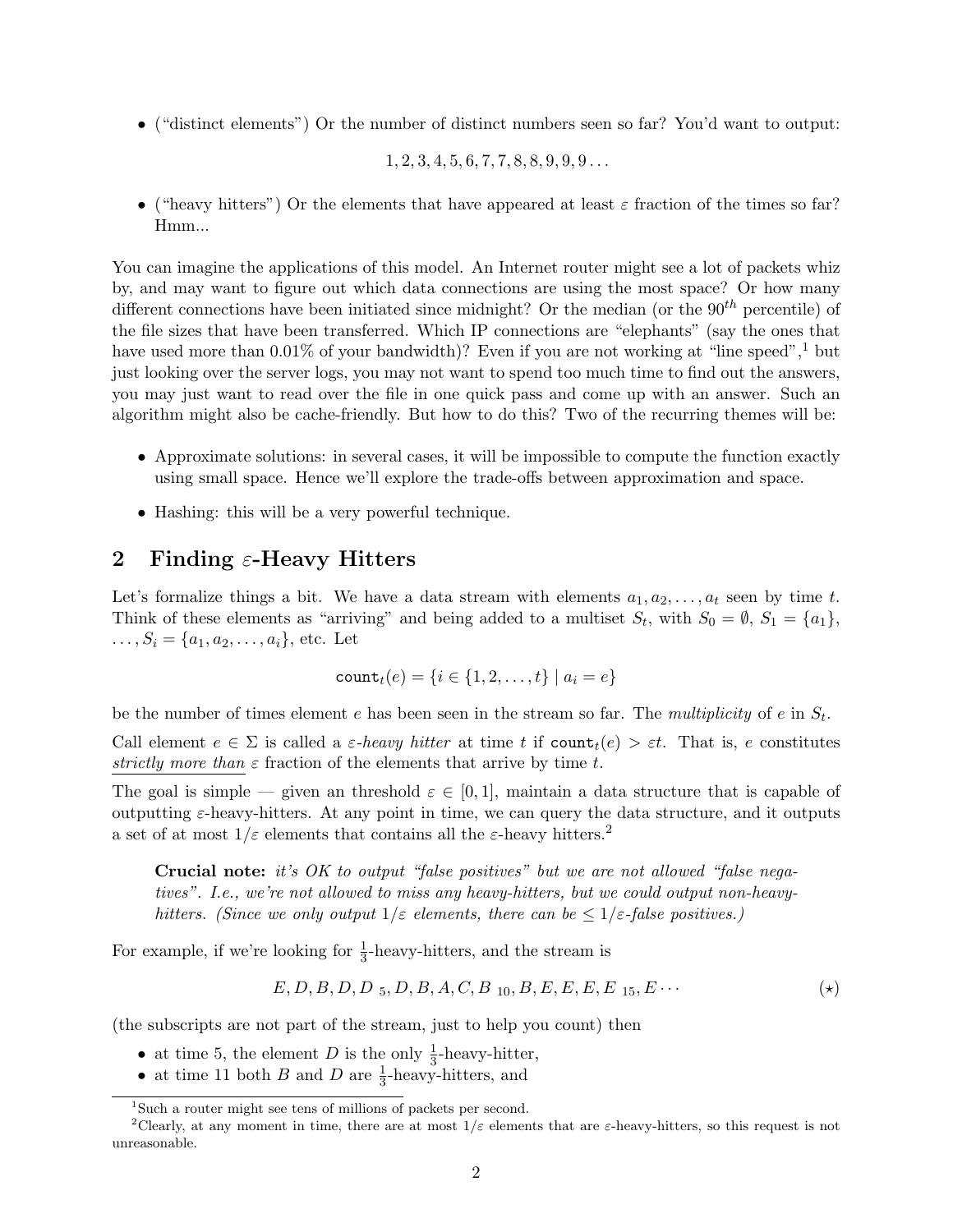- ("distinct elements") Or the number of distinct numbers seen so far? You'd want to output:

$$1, 2, 3, 4, 5, 6, 7, 7, 8, 8, 9, 9, 9 \ldots$$

- ("heavy hitters") Or the elements that have appeared at least $\varepsilon$ fraction of the times so far? Hmm...

You can imagine the applications of this model. An Internet router might see a lot of packets whiz by, and may want to figure out which data connections are using the most space? Or how many different connections have been initiated since midnight? Or the median (or the $90^{th}$ percentile) of the file sizes that have been transferred. Which IP connections are "elephants" (say the ones that have used more than 0.01% of your bandwidth)? Even if you are not working at "line speed",[1] but just looking over the server logs, you may not want to spend too much time to find out the answers, you may just want to read over the file in one quick pass and come up with an answer. Such an algorithm might also be cache-friendly. But how to do this? Two of the recurring themes will be:

- Approximate solutions: in several cases, it will be impossible to compute the function exactly using small space. Hence we'll explore the trade-offs between approximation and space.
- Hashing: this will be a very powerful technique.

## 2 Finding $\varepsilon$-Heavy Hitters

Let's formalize things a bit. We have a data stream with elements $a_1, a_2, \ldots, a_t$ seen by time $t$. Think of these elements as "arriving" and being added to a multiset $S_t$, with $S_0 = \emptyset$, $S_1 = \{a_1\}$, $\ldots, S_i = \{a_1, a_2, \ldots, a_i\}$, etc. Let

$$\texttt{count}_t(e) = \{i \in \{1, 2, \ldots, t\} \mid a_i = e\}$$

be the number of times element $e$ has been seen in the stream so far. The *multiplicity* of $e$ in $S_t$.

Call element $e \in \Sigma$ is called a *$\varepsilon$-heavy hitter* at time $t$ if $\texttt{count}_t(e) > \varepsilon t$. That is, $e$ constitutes *strictly more than* $\varepsilon$ fraction of the elements that arrive by time $t$.

The goal is simple — given an threshold $\varepsilon \in [0, 1]$, maintain a data structure that is capable of outputting $\varepsilon$-heavy-hitters. At any point in time, we can query the data structure, and it outputs a set of at most $1/\varepsilon$ elements that contains all the $\varepsilon$-heavy hitters.[2]

> **Crucial note:** *it's OK to output "false positives" but we are not allowed "false negatives". I.e., we're not allowed to miss any heavy-hitters, but we could output non-heavy-hitters. (Since we only output $1/\varepsilon$ elements, there can be $\leq 1/\varepsilon$-false positives.)*

For example, if we're looking for $\frac{1}{3}$-heavy-hitters, and the stream is

$$E, D, B, D, D_{\ 5}, D, B, A, C, B_{\ 10}, B, E, E, E, E_{\ 15}, E \cdots \qquad (\star)$$

(the subscripts are not part of the stream, just to help you count) then

- at time 5, the element $D$ is the only $\frac{1}{3}$-heavy-hitter,
- at time 11 both $B$ and $D$ are $\frac{1}{3}$-heavy-hitters, and

[1] Such a router might see tens of millions of packets per second.

[2] Clearly, at any moment in time, there are at most $1/\varepsilon$ elements that are $\varepsilon$-heavy-hitters, so this request is not unreasonable.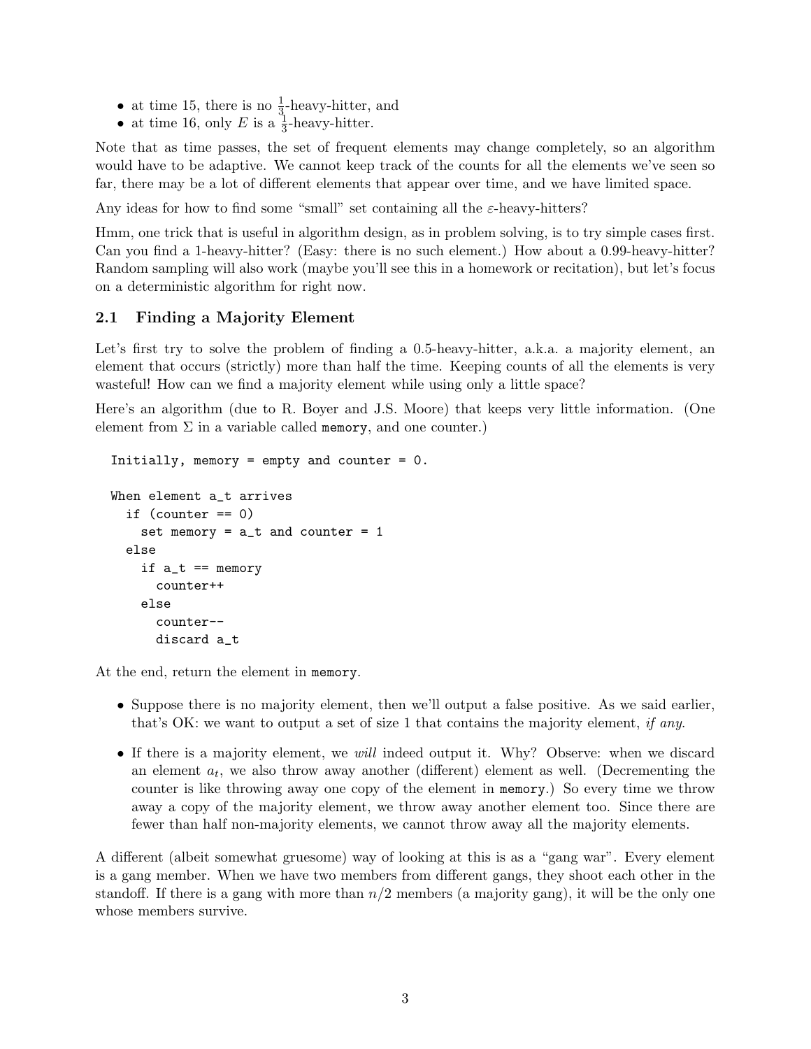- at time 15, there is no $\frac{1}{3}$-heavy-hitter, and
- at time 16, only $E$ is a $\frac{1}{3}$-heavy-hitter.

Note that as time passes, the set of frequent elements may change completely, so an algorithm would have to be adaptive. We cannot keep track of the counts for all the elements we've seen so far, there may be a lot of different elements that appear over time, and we have limited space.

Any ideas for how to find some "small" set containing all the $\varepsilon$-heavy-hitters?

Hmm, one trick that is useful in algorithm design, as in problem solving, is to try simple cases first. Can you find a 1-heavy-hitter? (Easy: there is no such element.) How about a 0.99-heavy-hitter? Random sampling will also work (maybe you'll see this in a homework or recitation), but let's focus on a deterministic algorithm for right now.

## 2.1 Finding a Majority Element

Let's first try to solve the problem of finding a 0.5-heavy-hitter, a.k.a. a majority element, an element that occurs (strictly) more than half the time. Keeping counts of all the elements is very wasteful! How can we find a majority element while using only a little space?

Here's an algorithm (due to R. Boyer and J.S. Moore) that keeps very little information. (One element from $\Sigma$ in a variable called `memory`, and one counter.)

```
Initially, memory = empty and counter = 0.

When element a_t arrives
  if (counter == 0)
    set memory = a_t and counter = 1
  else
    if a_t == memory
      counter++
    else
      counter--
      discard a_t
```

At the end, return the element in `memory`.

- Suppose there is no majority element, then we'll output a false positive. As we said earlier, that's OK: we want to output a set of size 1 that contains the majority element, *if any*.
- If there is a majority element, we *will* indeed output it. Why? Observe: when we discard an element $a_t$, we also throw away another (different) element as well. (Decrementing the counter is like throwing away one copy of the element in `memory`.) So every time we throw away a copy of the majority element, we throw away another element too. Since there are fewer than half non-majority elements, we cannot throw away all the majority elements.

A different (albeit somewhat gruesome) way of looking at this is as a "gang war". Every element is a gang member. When we have two members from different gangs, they shoot each other in the standoff. If there is a gang with more than $n/2$ members (a majority gang), it will be the only one whose members survive.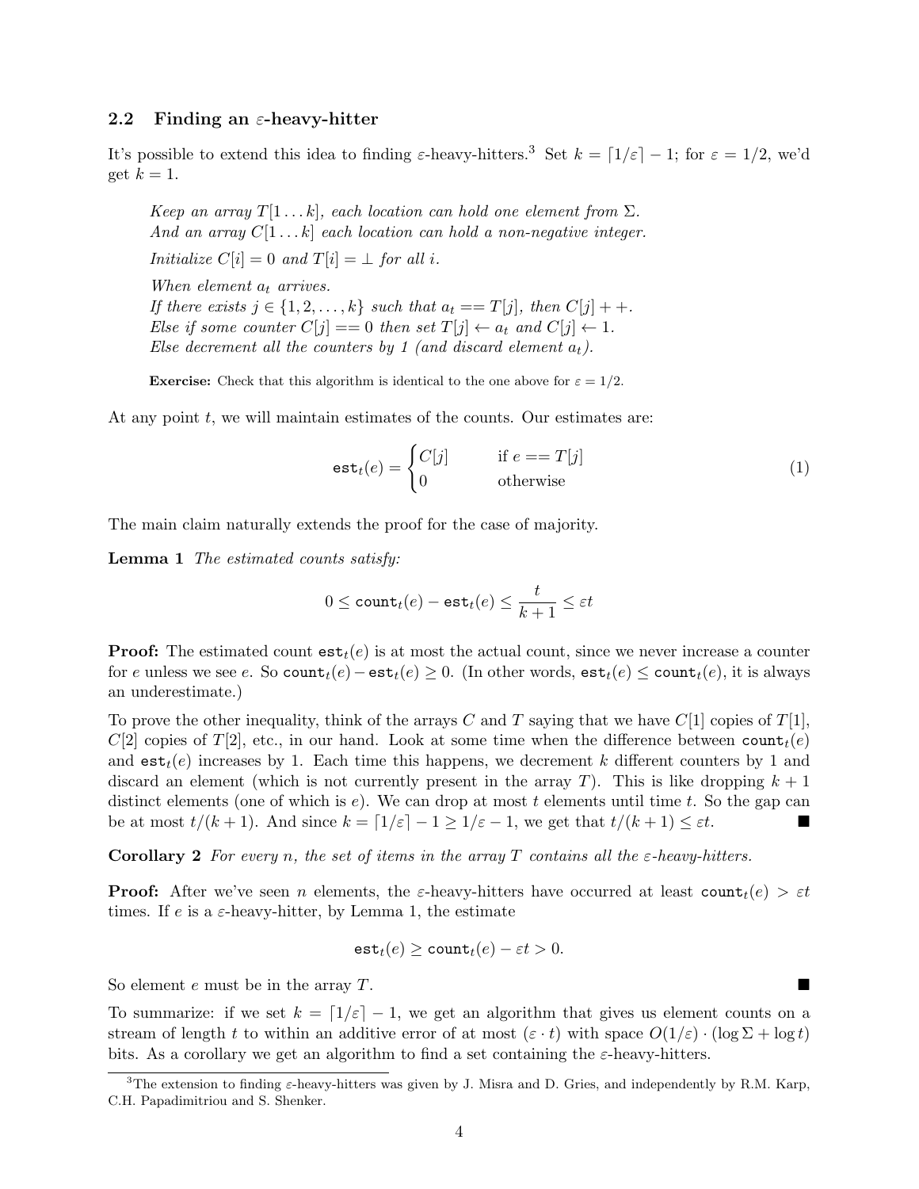### 2.2 Finding an $\varepsilon$-heavy-hitter

It's possible to extend this idea to finding $\varepsilon$-heavy-hitters.[3] Set $k = \lceil 1/\varepsilon \rceil - 1$; for $\varepsilon = 1/2$, we'd get $k = 1$.

> *Keep an array $T[1 \ldots k]$, each location can hold one element from $\Sigma$.*
> *And an array $C[1 \ldots k]$ each location can hold a non-negative integer.*
>
> *Initialize $C[i] = 0$ and $T[i] = \perp$ for all $i$.*
>
> *When element $a_t$ arrives.*
> *If there exists $j \in \{1, 2, \ldots, k\}$ such that $a_t == T[j]$, then $C[j] + +$.*
> *Else if some counter $C[j] == 0$ then set $T[j] \leftarrow a_t$ and $C[j] \leftarrow 1$.*
> *Else decrement all the counters by 1 (and discard element $a_t$).*
>
> **Exercise:** Check that this algorithm is identical to the one above for $\varepsilon = 1/2$.

At any point $t$, we will maintain estimates of the counts. Our estimates are:

$$\texttt{est}_t(e) = \begin{cases} C[j] & \text{if } e == T[j] \\ 0 & \text{otherwise} \end{cases} \tag{1}$$

The main claim naturally extends the proof for the case of majority.

**Lemma 1** *The estimated counts satisfy:*

$$0 \leq \texttt{count}_t(e) - \texttt{est}_t(e) \leq \frac{t}{k+1} \leq \varepsilon t$$

**Proof:** The estimated count $\texttt{est}_t(e)$ is at most the actual count, since we never increase a counter for $e$ unless we see $e$. So $\texttt{count}_t(e) - \texttt{est}_t(e) \geq 0$. (In other words, $\texttt{est}_t(e) \leq \texttt{count}_t(e)$, it is always an underestimate.)

To prove the other inequality, think of the arrays $C$ and $T$ saying that we have $C[1]$ copies of $T[1]$, $C[2]$ copies of $T[2]$, etc., in our hand. Look at some time when the difference between $\texttt{count}_t(e)$ and $\texttt{est}_t(e)$ increases by 1. Each time this happens, we decrement $k$ different counters by 1 and discard an element (which is not currently present in the array $T$). This is like dropping $k+1$ distinct elements (one of which is $e$). We can drop at most $t$ elements until time $t$. So the gap can be at most $t/(k+1)$. And since $k = \lceil 1/\varepsilon \rceil - 1 \geq 1/\varepsilon - 1$, we get that $t/(k+1) \leq \varepsilon t$. ■

**Corollary 2** *For every $n$, the set of items in the array $T$ contains all the $\varepsilon$-heavy-hitters.*

**Proof:** After we've seen $n$ elements, the $\varepsilon$-heavy-hitters have occurred at least $\texttt{count}_t(e) > \varepsilon t$ times. If $e$ is a $\varepsilon$-heavy-hitter, by Lemma 1, the estimate

$$\texttt{est}_t(e) \geq \texttt{count}_t(e) - \varepsilon t > 0.$$

So element $e$ must be in the array $T$. ■

To summarize: if we set $k = \lceil 1/\varepsilon \rceil - 1$, we get an algorithm that gives us element counts on a stream of length $t$ to within an additive error of at most $(\varepsilon \cdot t)$ with space $O(1/\varepsilon) \cdot (\log \Sigma + \log t)$ bits. As a corollary we get an algorithm to find a set containing the $\varepsilon$-heavy-hitters.

---

[3] The extension to finding $\varepsilon$-heavy-hitters was given by J. Misra and D. Gries, and independently by R.M. Karp, C.H. Papadimitriou and S. Shenker.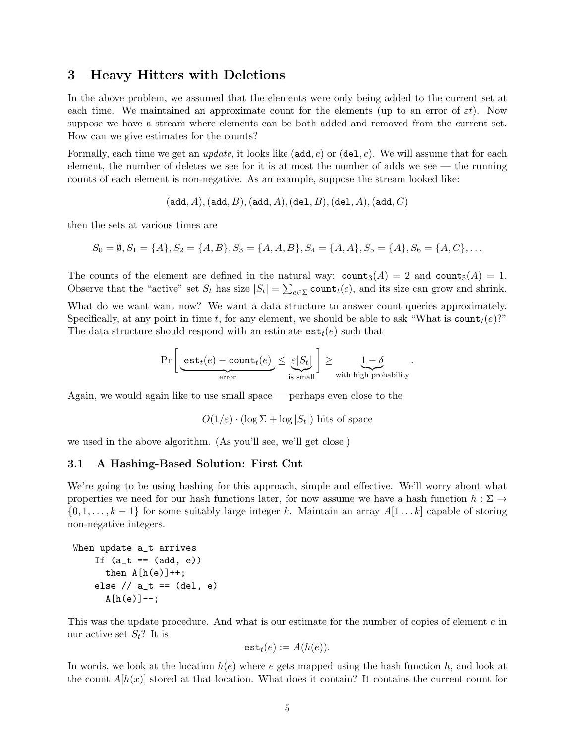## 3 Heavy Hitters with Deletions

In the above problem, we assumed that the elements were only being added to the current set at each time. We maintained an approximate count for the elements (up to an error of $\varepsilon t$). Now suppose we have a stream where elements can be both added and removed from the current set. How can we give estimates for the counts?

Formally, each time we get an *update*, it looks like $(\texttt{add}, e)$ or $(\texttt{del}, e)$. We will assume that for each element, the number of deletes we see for it is at most the number of adds we see — the running counts of each element is non-negative. As an example, suppose the stream looked like:

$$(\texttt{add}, A), (\texttt{add}, B), (\texttt{add}, A), (\texttt{del}, B), (\texttt{del}, A), (\texttt{add}, C)$$

then the sets at various times are

$$S_0 = \emptyset, S_1 = \{A\}, S_2 = \{A, B\}, S_3 = \{A, A, B\}, S_4 = \{A, A\}, S_5 = \{A\}, S_6 = \{A, C\}, \ldots$$

The counts of the element are defined in the natural way: $\texttt{count}_3(A) = 2$ and $\texttt{count}_5(A) = 1$. Observe that the "active" set $S_t$ has size $|S_t| = \sum_{e \in \Sigma} \texttt{count}_t(e)$, and its size can grow and shrink.

What do we want want now? We want a data structure to answer count queries approximately. Specifically, at any point in time $t$, for any element, we should be able to ask "What is $\texttt{count}_t(e)$?" The data structure should respond with an estimate $\texttt{est}_t(e)$ such that

$$\Pr\Big[\underbrace{|\texttt{est}_t(e) - \texttt{count}_t(e)|}_{\text{error}} \leq \underbrace{\varepsilon |S_t|}_{\text{is small}}\Big] \geq \underbrace{1 - \delta}_{\text{with high probability}}.$$

Again, we would again like to use small space — perhaps even close to the

$$O(1/\varepsilon) \cdot (\log \Sigma + \log |S_t|) \text{ bits of space}$$

we used in the above algorithm. (As you'll see, we'll get close.)

### 3.1 A Hashing-Based Solution: First Cut

We're going to be using hashing for this approach, simple and effective. We'll worry about what properties we need for our hash functions later, for now assume we have a hash function $h : \Sigma \to \{0, 1, \ldots, k-1\}$ for some suitably large integer $k$. Maintain an array $A[1 \ldots k]$ capable of storing non-negative integers.

```
When update a_t arrives
    If (a_t == (add, e))
      then A[h(e)]++;
    else // a_t == (del, e)
      A[h(e)]--;
```

This was the update procedure. And what is our estimate for the number of copies of element $e$ in our active set $S_t$? It is

$$\texttt{est}_t(e) := A(h(e)).$$

In words, we look at the location $h(e)$ where $e$ gets mapped using the hash function $h$, and look at the count $A[h(x)]$ stored at that location. What does it contain? It contains the current count for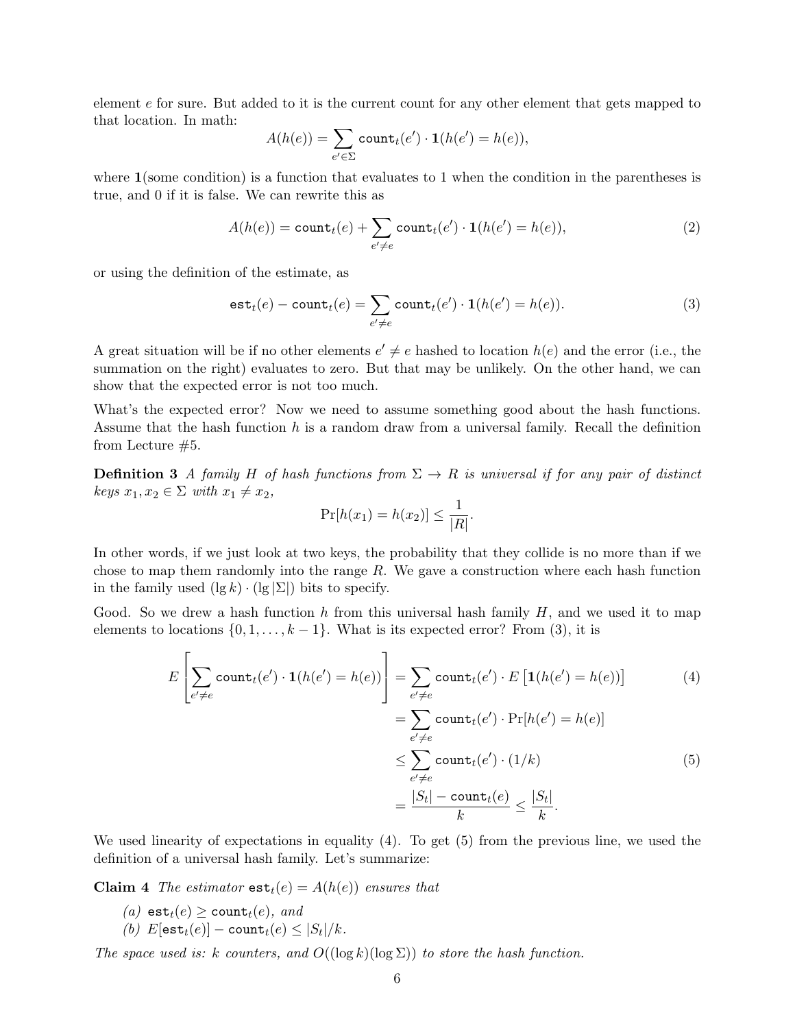element $e$ for sure. But added to it is the current count for any other element that gets mapped to that location. In math:

$$A(h(e)) = \sum_{e' \in \Sigma} \texttt{count}_t(e') \cdot \mathbf{1}(h(e') = h(e)),$$

where $\mathbf{1}$(some condition) is a function that evaluates to 1 when the condition in the parentheses is true, and 0 if it is false. We can rewrite this as

$$A(h(e)) = \texttt{count}_t(e) + \sum_{e' \neq e} \texttt{count}_t(e') \cdot \mathbf{1}(h(e') = h(e)), \tag{2}$$

or using the definition of the estimate, as

$$\texttt{est}_t(e) - \texttt{count}_t(e) = \sum_{e' \neq e} \texttt{count}_t(e') \cdot \mathbf{1}(h(e') = h(e)). \tag{3}$$

A great situation will be if no other elements $e' \neq e$ hashed to location $h(e)$ and the error (i.e., the summation on the right) evaluates to zero. But that may be unlikely. On the other hand, we can show that the expected error is not too much.

What's the expected error? Now we need to assume something good about the hash functions. Assume that the hash function $h$ is a random draw from a universal family. Recall the definition from Lecture #5.

**Definition 3** *A family $H$ of hash functions from $\Sigma \to R$ is universal if for any pair of distinct keys $x_1, x_2 \in \Sigma$ with $x_1 \neq x_2$,*

$$\Pr[h(x_1) = h(x_2)] \leq \frac{1}{|R|}.$$

In other words, if we just look at two keys, the probability that they collide is no more than if we chose to map them randomly into the range $R$. We gave a construction where each hash function in the family used $(\lg k) \cdot (\lg |\Sigma|)$ bits to specify.

Good. So we drew a hash function $h$ from this universal hash family $H$, and we used it to map elements to locations $\{0, 1, \ldots, k-1\}$. What is its expected error? From (3), it is

$$
\begin{aligned}
E\left[\sum_{e' \neq e} \texttt{count}_t(e') \cdot \mathbf{1}(h(e') = h(e))\right] &= \sum_{e' \neq e} \texttt{count}_t(e') \cdot E\left[\mathbf{1}(h(e') = h(e))\right] && (4)\\
&= \sum_{e' \neq e} \texttt{count}_t(e') \cdot \Pr[h(e') = h(e)] \\
&\leq \sum_{e' \neq e} \texttt{count}_t(e') \cdot (1/k) && (5)\\
&= \frac{|S_t| - \texttt{count}_t(e)}{k} \leq \frac{|S_t|}{k}.
\end{aligned}
$$

We used linearity of expectations in equality (4). To get (5) from the previous line, we used the definition of a universal hash family. Let's summarize:

**Claim 4** *The estimator $\texttt{est}_t(e) = A(h(e))$ ensures that*

*(a) $\texttt{est}_t(e) \geq \texttt{count}_t(e)$, and*
*(b) $E[\texttt{est}_t(e)] - \texttt{count}_t(e) \leq |S_t|/k$.*

*The space used is: $k$ counters, and $O((\log k)(\log \Sigma))$ to store the hash function.*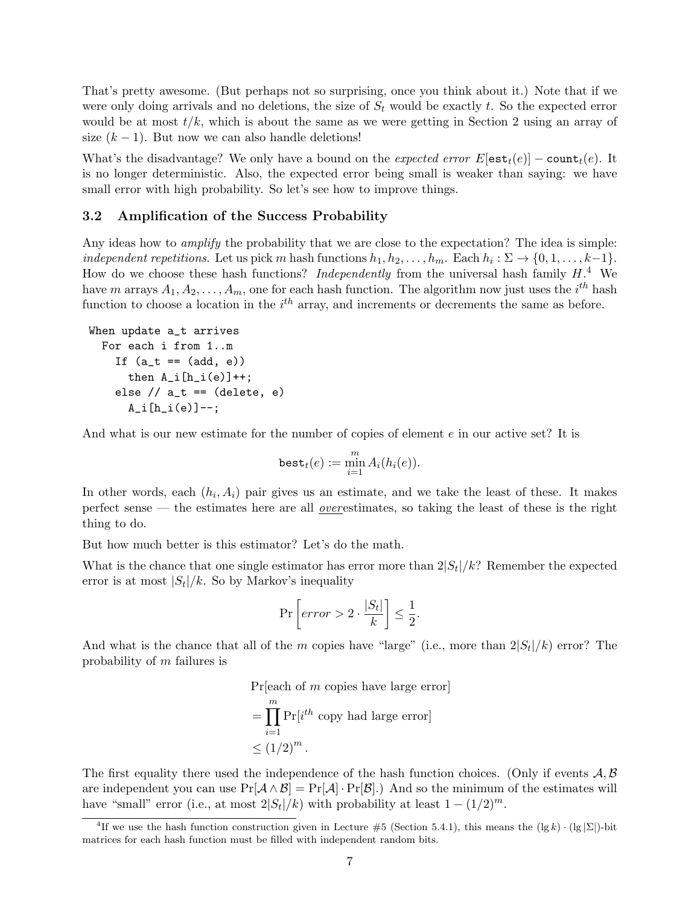That's pretty awesome. (But perhaps not so surprising, once you think about it.) Note that if we were only doing arrivals and no deletions, the size of $S_t$ would be exactly $t$. So the expected error would be at most $t/k$, which is about the same as we were getting in Section 2 using an array of size $(k-1)$. But now we can also handle deletions!

What's the disadvantage? We only have a bound on the *expected error* $E[\texttt{est}_t(e)] - \texttt{count}_t(e)$. It is no longer deterministic. Also, the expected error being small is weaker than saying: we have small error with high probability. So let's see how to improve things.

### 3.2 Amplification of the Success Probability

Any ideas how to *amplify* the probability that we are close to the expectation? The idea is simple: *independent repetitions*. Let us pick $m$ hash functions $h_1, h_2, \ldots, h_m$. Each $h_i : \Sigma \to \{0, 1, \ldots, k-1\}$. How do we choose these hash functions? *Independently* from the universal hash family $H$.[4] We have $m$ arrays $A_1, A_2, \ldots, A_m$, one for each hash function. The algorithm now just uses the $i^{th}$ hash function to choose a location in the $i^{th}$ array, and increments or decrements the same as before.

```
When update a_t arrives
  For each i from 1..m
    If (a_t == (add, e))
      then A_i[h_i(e)]++;
    else // a_t == (delete, e)
      A_i[h_i(e)]--;
```

And what is our new estimate for the number of copies of element $e$ in our active set? It is

$$\texttt{best}_t(e) := \min_{i=1}^{m} A_i(h_i(e)).$$

In other words, each $(h_i, A_i)$ pair gives us an estimate, and we take the least of these. It makes perfect sense — the estimates here are all ***over***estimates, so taking the least of these is the right thing to do.

But how much better is this estimator? Let's do the math.

What is the chance that one single estimator has error more than $2|S_t|/k$? Remember the expected error is at most $|S_t|/k$. So by Markov's inequality

$$\Pr\left[\textit{error} > 2 \cdot \frac{|S_t|}{k}\right] \leq \frac{1}{2}.$$

And what is the chance that all of the $m$ copies have "large" (i.e., more than $2|S_t|/k$) error? The probability of $m$ failures is

$$\begin{aligned}
&\Pr[\text{each of } m \text{ copies have large error}] \\
&= \prod_{i=1}^{m} \Pr[i^{th} \text{ copy had large error}] \\
&\leq (1/2)^m.
\end{aligned}$$

The first equality there used the independence of the hash function choices. (Only if events $\mathcal{A}, \mathcal{B}$ are independent you can use $\Pr[\mathcal{A} \wedge \mathcal{B}] = \Pr[\mathcal{A}] \cdot \Pr[\mathcal{B}]$.) And so the minimum of the estimates will have "small" error (i.e., at most $2|S_t|/k$) with probability at least $1 - (1/2)^m$.

[4] If we use the hash function construction given in Lecture #5 (Section 5.4.1), this means the $(\lg k) \cdot (\lg |\Sigma|)$-bit matrices for each hash function must be filled with independent random bits.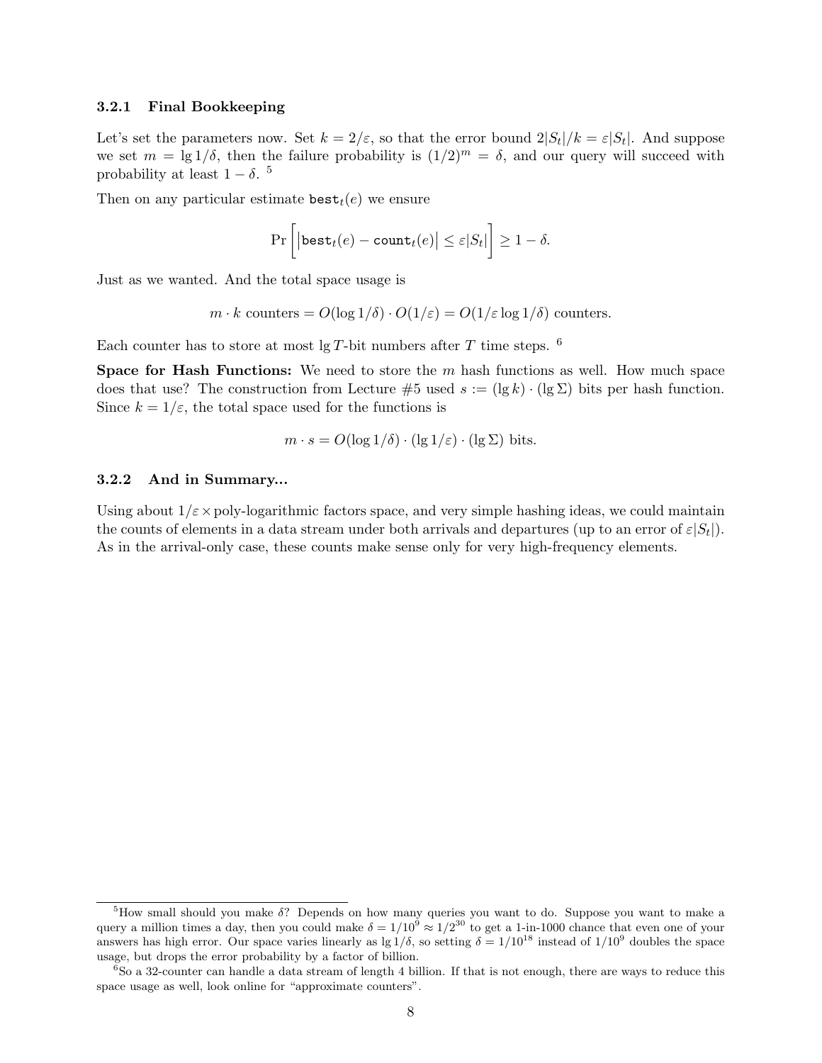### 3.2.1 Final Bookkeeping

Let's set the parameters now. Set $k = 2/\varepsilon$, so that the error bound $2|S_t|/k = \varepsilon|S_t|$. And suppose we set $m = \lg 1/\delta$, then the failure probability is $(1/2)^m = \delta$, and our query will succeed with probability at least $1 - \delta$. [5]

Then on any particular estimate $\texttt{best}_t(e)$ we ensure

$$\Pr\left[\left|\texttt{best}_t(e) - \texttt{count}_t(e)\right| \leq \varepsilon|S_t|\right] \geq 1 - \delta.$$

Just as we wanted. And the total space usage is

$$m \cdot k \text{ counters} = O(\log 1/\delta) \cdot O(1/\varepsilon) = O(1/\varepsilon \log 1/\delta) \text{ counters.}$$

Each counter has to store at most $\lg T$-bit numbers after $T$ time steps. [6]

**Space for Hash Functions:** We need to store the $m$ hash functions as well. How much space does that use? The construction from Lecture #5 used $s := (\lg k) \cdot (\lg \Sigma)$ bits per hash function. Since $k = 1/\varepsilon$, the total space used for the functions is

$$m \cdot s = O(\log 1/\delta) \cdot (\lg 1/\varepsilon) \cdot (\lg \Sigma) \text{ bits.}$$

### 3.2.2 And in Summary...

Using about $1/\varepsilon \times$ poly-logarithmic factors space, and very simple hashing ideas, we could maintain the counts of elements in a data stream under both arrivals and departures (up to an error of $\varepsilon|S_t|$). As in the arrival-only case, these counts make sense only for very high-frequency elements.

---

[5] How small should you make $\delta$? Depends on how many queries you want to do. Suppose you want to make a query a million times a day, then you could make $\delta = 1/10^9 \approx 1/2^{30}$ to get a 1-in-1000 chance that even one of your answers has high error. Our space varies linearly as $\lg 1/\delta$, so setting $\delta = 1/10^{18}$ instead of $1/10^9$ doubles the space usage, but drops the error probability by a factor of billion.

[6] So a 32-counter can handle a data stream of length 4 billion. If that is not enough, there are ways to reduce this space usage as well, look online for "approximate counters".